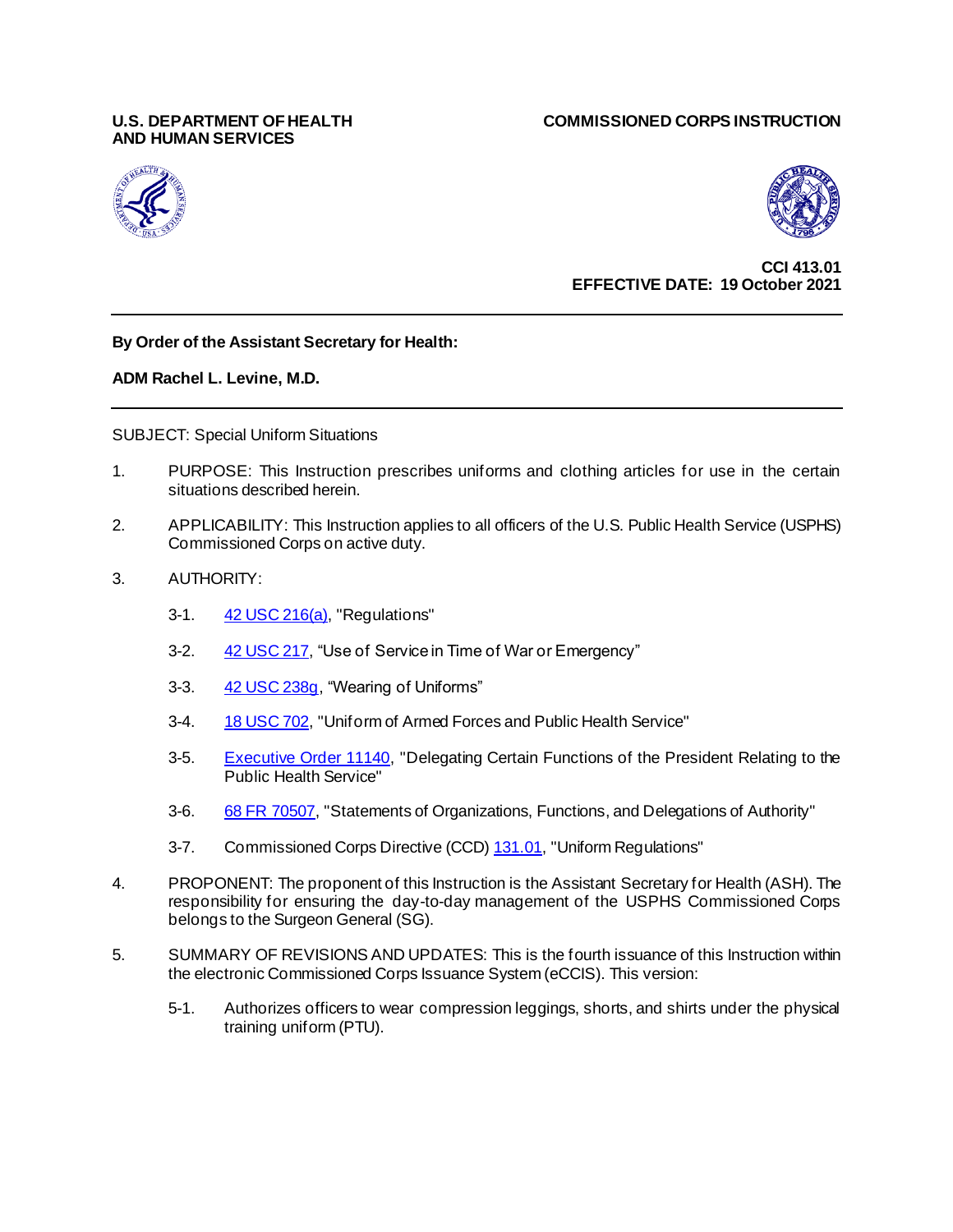**U.S. DEPARTMENT OF HEALTH AND HUMAN SERVICES**

**COMMISSIONED CORPS INSTRUCTION**

**CCI 413.01**
**EFFECTIVE DATE: 19 October 2021**

---

**By Order of the Assistant Secretary for Health:**

**ADM Rachel L. Levine, M.D.**

---

SUBJECT: Special Uniform Situations

1. PURPOSE: This Instruction prescribes uniforms and clothing articles for use in the certain situations described herein.

2. APPLICABILITY: This Instruction applies to all officers of the U.S. Public Health Service (USPHS) Commissioned Corps on active duty.

3. AUTHORITY:

   3-1. 42 USC 216(a), "Regulations"

   3-2. 42 USC 217, "Use of Service in Time of War or Emergency"

   3-3. 42 USC 238g, "Wearing of Uniforms"

   3-4. 18 USC 702, "Uniform of Armed Forces and Public Health Service"

   3-5. Executive Order 11140, "Delegating Certain Functions of the President Relating to the Public Health Service"

   3-6. 68 FR 70507, "Statements of Organizations, Functions, and Delegations of Authority"

   3-7. Commissioned Corps Directive (CCD) 131.01, "Uniform Regulations"

4. PROPONENT: The proponent of this Instruction is the Assistant Secretary for Health (ASH). The responsibility for ensuring the day-to-day management of the USPHS Commissioned Corps belongs to the Surgeon General (SG).

5. SUMMARY OF REVISIONS AND UPDATES: This is the fourth issuance of this Instruction within the electronic Commissioned Corps Issuance System (eCCIS). This version:

   5-1. Authorizes officers to wear compression leggings, shorts, and shirts under the physical training uniform (PTU).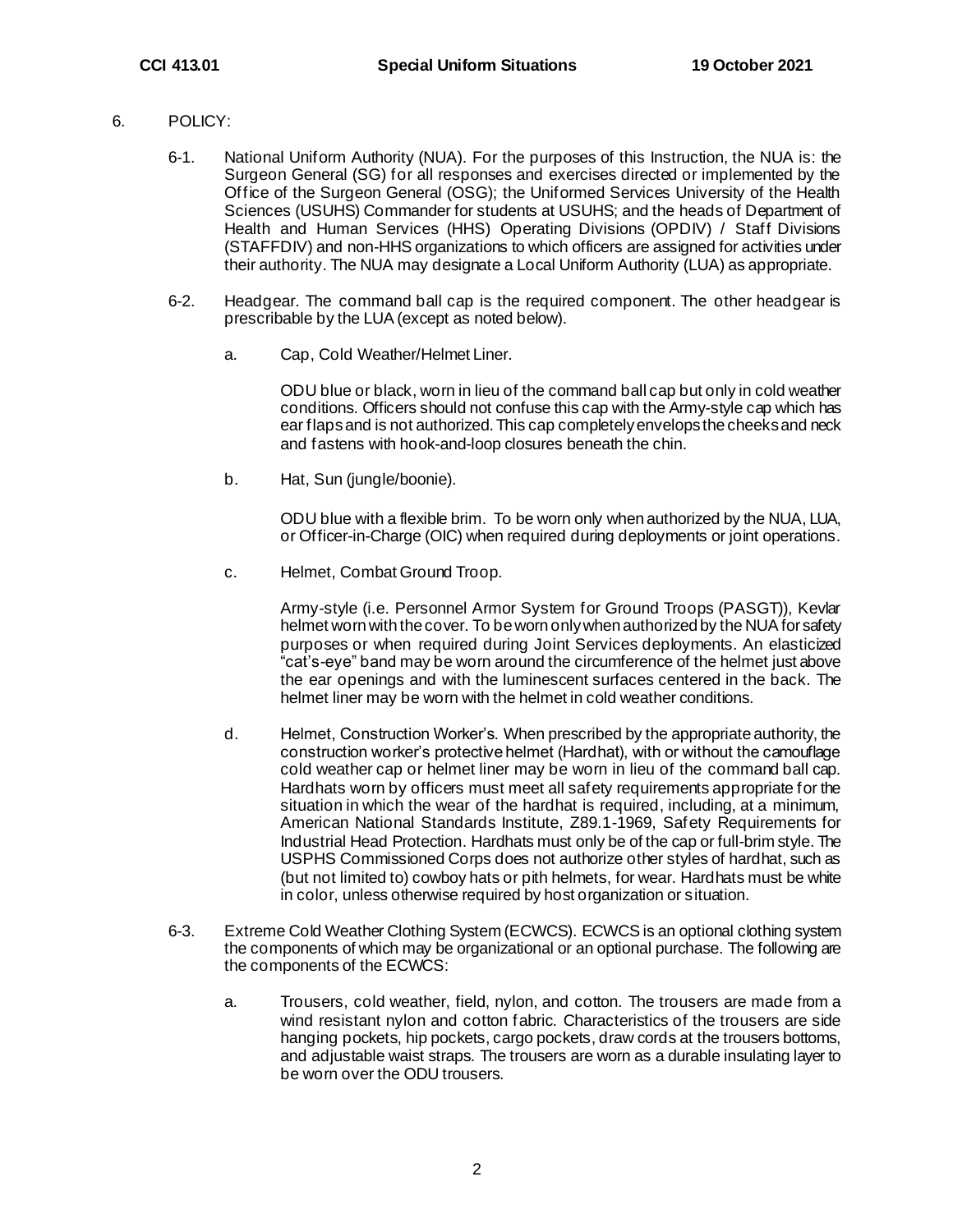6. POLICY:

6-1. National Uniform Authority (NUA). For the purposes of this Instruction, the NUA is: the Surgeon General (SG) for all responses and exercises directed or implemented by the Office of the Surgeon General (OSG); the Uniformed Services University of the Health Sciences (USUHS) Commander for students at USUHS; and the heads of Department of Health and Human Services (HHS) Operating Divisions (OPDIV) / Staff Divisions (STAFFDIV) and non-HHS organizations to which officers are assigned for activities under their authority. The NUA may designate a Local Uniform Authority (LUA) as appropriate.

6-2. Headgear. The command ball cap is the required component. The other headgear is prescribable by the LUA (except as noted below).

a. Cap, Cold Weather/Helmet Liner.

ODU blue or black, worn in lieu of the command ball cap but only in cold weather conditions. Officers should not confuse this cap with the Army-style cap which has ear flaps and is not authorized. This cap completely envelops the cheeks and neck and fastens with hook-and-loop closures beneath the chin.

b. Hat, Sun (jungle/boonie).

ODU blue with a flexible brim. To be worn only when authorized by the NUA, LUA, or Officer-in-Charge (OIC) when required during deployments or joint operations.

c. Helmet, Combat Ground Troop.

Army-style (i.e. Personnel Armor System for Ground Troops (PASGT)), Kevlar helmet worn with the cover. To be worn only when authorized by the NUA for safety purposes or when required during Joint Services deployments. An elasticized "cat's-eye" band may be worn around the circumference of the helmet just above the ear openings and with the luminescent surfaces centered in the back. The helmet liner may be worn with the helmet in cold weather conditions.

d. Helmet, Construction Worker's. When prescribed by the appropriate authority, the construction worker's protective helmet (Hardhat), with or without the camouflage cold weather cap or helmet liner may be worn in lieu of the command ball cap. Hardhats worn by officers must meet all safety requirements appropriate for the situation in which the wear of the hardhat is required, including, at a minimum, American National Standards Institute, Z89.1-1969, Safety Requirements for Industrial Head Protection. Hardhats must only be of the cap or full-brim style. The USPHS Commissioned Corps does not authorize other styles of hardhat, such as (but not limited to) cowboy hats or pith helmets, for wear. Hardhats must be white in color, unless otherwise required by host organization or situation.

6-3. Extreme Cold Weather Clothing System (ECWCS). ECWCS is an optional clothing system the components of which may be organizational or an optional purchase. The following are the components of the ECWCS:

a. Trousers, cold weather, field, nylon, and cotton. The trousers are made from a wind resistant nylon and cotton fabric. Characteristics of the trousers are side hanging pockets, hip pockets, cargo pockets, draw cords at the trousers bottoms, and adjustable waist straps. The trousers are worn as a durable insulating layer to be worn over the ODU trousers.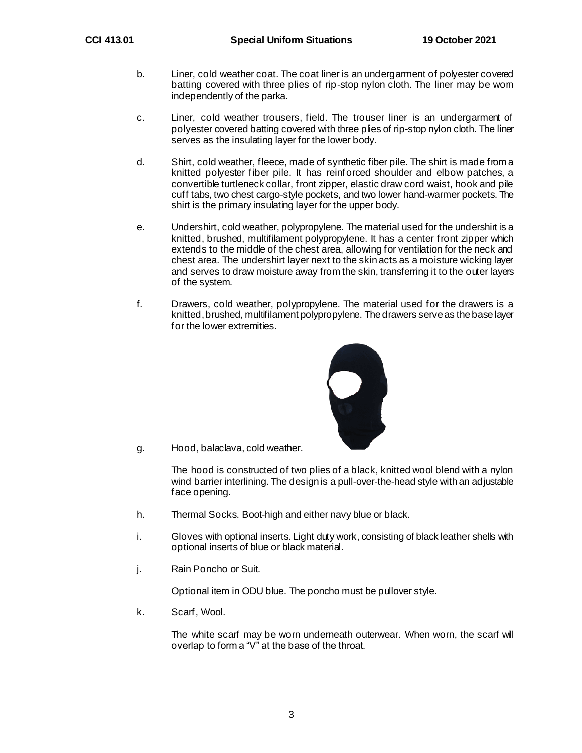b. Liner, cold weather coat. The coat liner is an undergarment of polyester covered batting covered with three plies of rip-stop nylon cloth. The liner may be worn independently of the parka.

c. Liner, cold weather trousers, field. The trouser liner is an undergarment of polyester covered batting covered with three plies of rip-stop nylon cloth. The liner serves as the insulating layer for the lower body.

d. Shirt, cold weather, fleece, made of synthetic fiber pile. The shirt is made from a knitted polyester fiber pile. It has reinforced shoulder and elbow patches, a convertible turtleneck collar, front zipper, elastic draw cord waist, hook and pile cuff tabs, two chest cargo-style pockets, and two lower hand-warmer pockets. The shirt is the primary insulating layer for the upper body.

e. Undershirt, cold weather, polypropylene. The material used for the undershirt is a knitted, brushed, multifilament polypropylene. It has a center front zipper which extends to the middle of the chest area, allowing for ventilation for the neck and chest area. The undershirt layer next to the skin acts as a moisture wicking layer and serves to draw moisture away from the skin, transferring it to the outer layers of the system.

f. Drawers, cold weather, polypropylene. The material used for the drawers is a knitted, brushed, multifilament polypropylene. The drawers serve as the base layer for the lower extremities.

g. Hood, balaclava, cold weather.

The hood is constructed of two plies of a black, knitted wool blend with a nylon wind barrier interlining. The design is a pull-over-the-head style with an adjustable face opening.

h. Thermal Socks. Boot-high and either navy blue or black.

i. Gloves with optional inserts. Light duty work, consisting of black leather shells with optional inserts of blue or black material.

j. Rain Poncho or Suit.

Optional item in ODU blue. The poncho must be pullover style.

k. Scarf, Wool.

The white scarf may be worn underneath outerwear. When worn, the scarf will overlap to form a "V" at the base of the throat.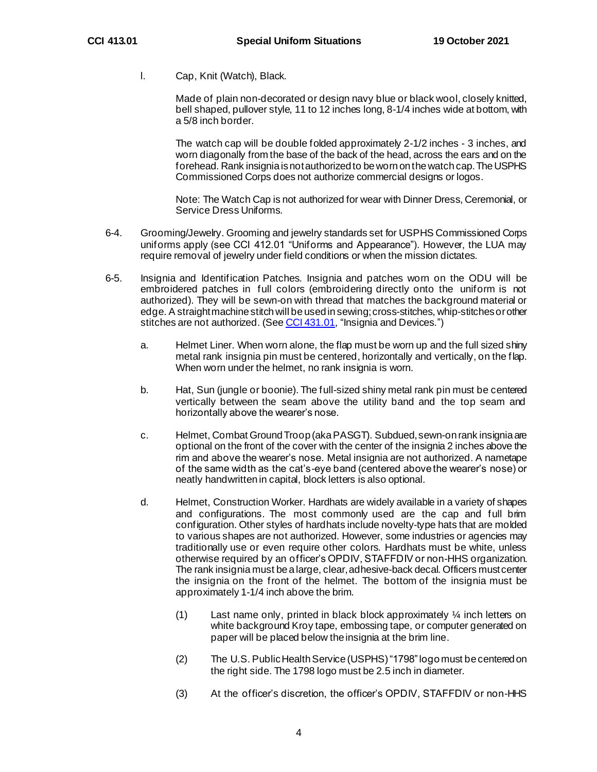l. Cap, Knit (Watch), Black.

Made of plain non-decorated or design navy blue or black wool, closely knitted, bell shaped, pullover style, 11 to 12 inches long, 8-1/4 inches wide at bottom, with a 5/8 inch border.

The watch cap will be double folded approximately 2-1/2 inches - 3 inches, and worn diagonally from the base of the back of the head, across the ears and on the forehead. Rank insignia is not authorized to be worn on the watch cap. The USPHS Commissioned Corps does not authorize commercial designs or logos.

Note: The Watch Cap is not authorized for wear with Dinner Dress, Ceremonial, or Service Dress Uniforms.

6-4. Grooming/Jewelry. Grooming and jewelry standards set for USPHS Commissioned Corps uniforms apply (see CCI 412.01 "Uniforms and Appearance"). However, the LUA may require removal of jewelry under field conditions or when the mission dictates.

6-5. Insignia and Identification Patches. Insignia and patches worn on the ODU will be embroidered patches in full colors (embroidering directly onto the uniform is not authorized). They will be sewn-on with thread that matches the background material or edge. A straight machine stitch will be used in sewing; cross-stitches, whip-stitches or other stitches are not authorized. (See CCI 431.01, "Insignia and Devices.")

a. Helmet Liner. When worn alone, the flap must be worn up and the full sized shiny metal rank insignia pin must be centered, horizontally and vertically, on the flap. When worn under the helmet, no rank insignia is worn.

b. Hat, Sun (jungle or boonie). The full-sized shiny metal rank pin must be centered vertically between the seam above the utility band and the top seam and horizontally above the wearer's nose.

c. Helmet, Combat Ground Troop (aka PASGT). Subdued, sewn-on rank insignia are optional on the front of the cover with the center of the insignia 2 inches above the rim and above the wearer's nose. Metal insignia are not authorized. A nametape of the same width as the cat's-eye band (centered above the wearer's nose) or neatly handwritten in capital, block letters is also optional.

d. Helmet, Construction Worker. Hardhats are widely available in a variety of shapes and configurations. The most commonly used are the cap and full brim configuration. Other styles of hardhats include novelty-type hats that are molded to various shapes are not authorized. However, some industries or agencies may traditionally use or even require other colors. Hardhats must be white, unless otherwise required by an officer's OPDIV, STAFFDIV or non-HHS organization. The rank insignia must be a large, clear, adhesive-back decal. Officers must center the insignia on the front of the helmet. The bottom of the insignia must be approximately 1-1/4 inch above the brim.

(1) Last name only, printed in black block approximately ¼ inch letters on white background Kroy tape, embossing tape, or computer generated on paper will be placed below the insignia at the brim line.

(2) The U.S. Public Health Service (USPHS) "1798" logo must be centered on the right side. The 1798 logo must be 2.5 inch in diameter.

(3) At the officer's discretion, the officer's OPDIV, STAFFDIV or non-HHS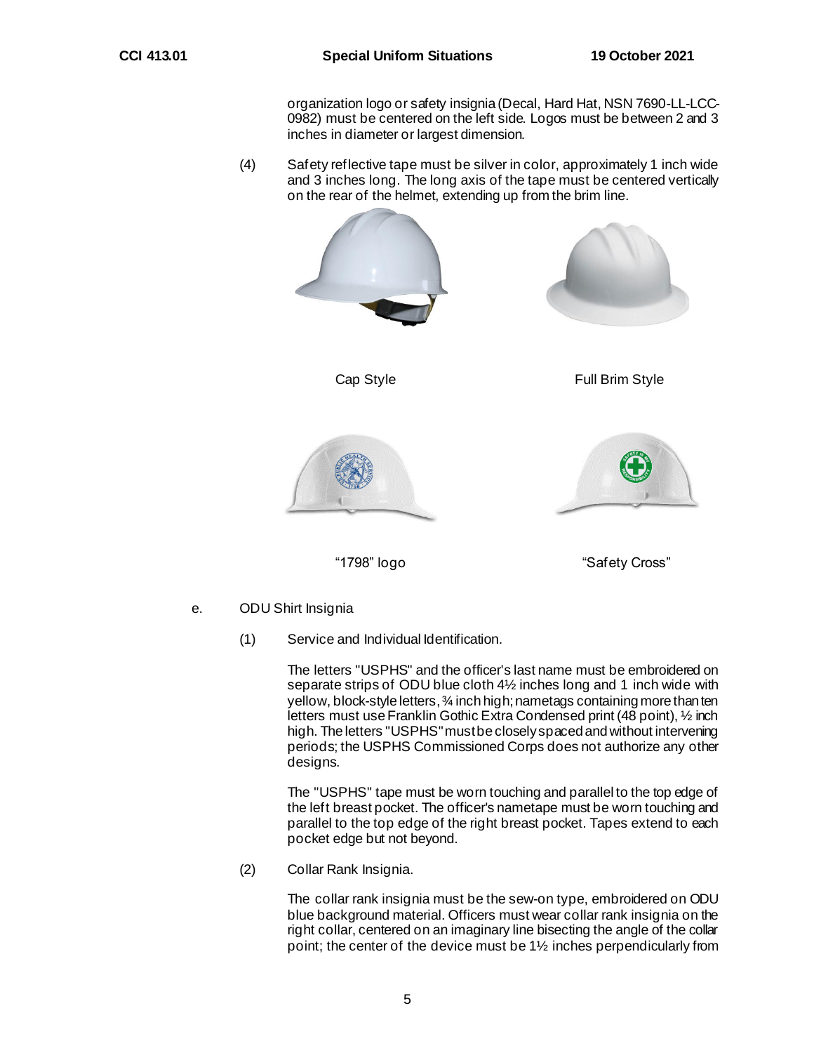organization logo or safety insignia (Decal, Hard Hat, NSN 7690-LL-LCC-0982) must be centered on the left side. Logos must be between 2 and 3 inches in diameter or largest dimension.

(4) Safety reflective tape must be silver in color, approximately 1 inch wide and 3 inches long. The long axis of the tape must be centered vertically on the rear of the helmet, extending up from the brim line.

Cap Style

Full Brim Style

"1798" logo

"Safety Cross"

e. ODU Shirt Insignia

(1) Service and Individual Identification.

The letters "USPHS" and the officer's last name must be embroidered on separate strips of ODU blue cloth 4½ inches long and 1 inch wide with yellow, block-style letters, ¾ inch high; nametags containing more than ten letters must use Franklin Gothic Extra Condensed print (48 point), ½ inch high. The letters "USPHS" must be closely spaced and without intervening periods; the USPHS Commissioned Corps does not authorize any other designs.

The "USPHS" tape must be worn touching and parallel to the top edge of the left breast pocket. The officer's nametape must be worn touching and parallel to the top edge of the right breast pocket. Tapes extend to each pocket edge but not beyond.

(2) Collar Rank Insignia.

The collar rank insignia must be the sew-on type, embroidered on ODU blue background material. Officers must wear collar rank insignia on the right collar, centered on an imaginary line bisecting the angle of the collar point; the center of the device must be 1½ inches perpendicularly from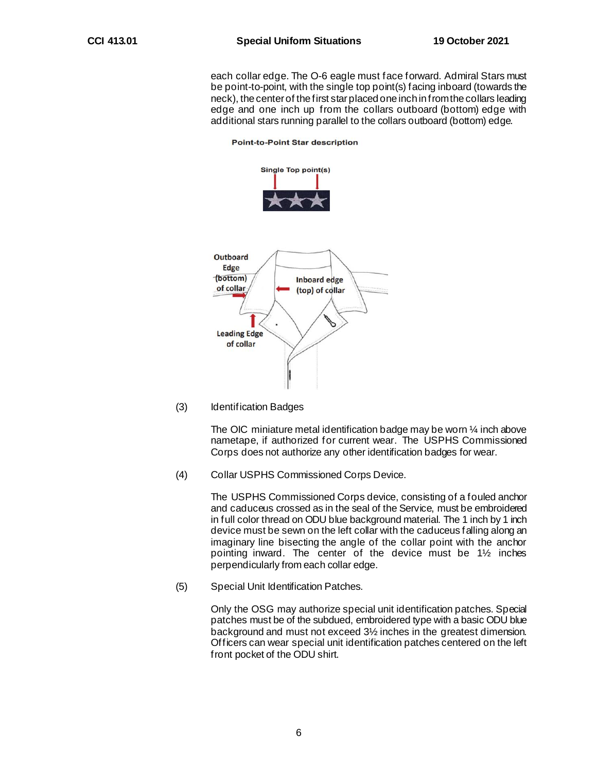each collar edge. The O-6 eagle must face forward. Admiral Stars must be point-to-point, with the single top point(s) facing inboard (towards the neck), the center of the first star placed one inch in from the collars leading edge and one inch up from the collars outboard (bottom) edge with additional stars running parallel to the collars outboard (bottom) edge.

**Point-to-Point Star description**

Single Top point(s)

Outboard Edge (bottom) of collar

Inboard edge (top) of collar

Leading Edge of collar

(3) Identification Badges

The OIC miniature metal identification badge may be worn ¼ inch above nametape, if authorized for current wear. The USPHS Commissioned Corps does not authorize any other identification badges for wear.

(4) Collar USPHS Commissioned Corps Device.

The USPHS Commissioned Corps device, consisting of a fouled anchor and caduceus crossed as in the seal of the Service, must be embroidered in full color thread on ODU blue background material. The 1 inch by 1 inch device must be sewn on the left collar with the caduceus falling along an imaginary line bisecting the angle of the collar point with the anchor pointing inward. The center of the device must be 1½ inches perpendicularly from each collar edge.

(5) Special Unit Identification Patches.

Only the OSG may authorize special unit identification patches. Special patches must be of the subdued, embroidered type with a basic ODU blue background and must not exceed 3½ inches in the greatest dimension. Officers can wear special unit identification patches centered on the left front pocket of the ODU shirt.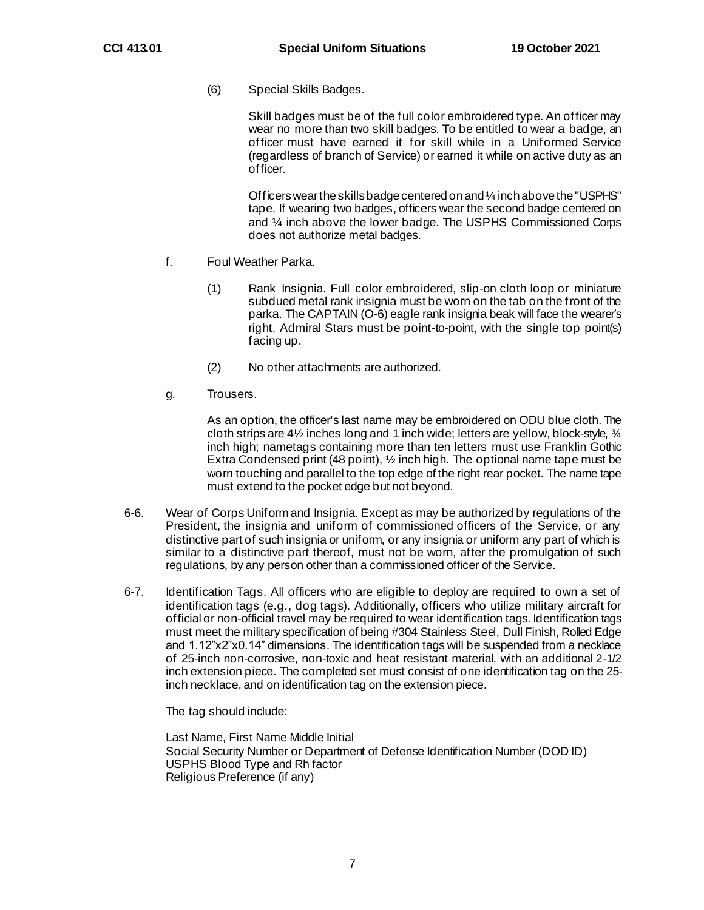(6) Special Skills Badges.

Skill badges must be of the full color embroidered type. An officer may wear no more than two skill badges. To be entitled to wear a badge, an officer must have earned it for skill while in a Uniformed Service (regardless of branch of Service) or earned it while on active duty as an officer.

Officers wear the skills badge centered on and ¼ inch above the "USPHS" tape. If wearing two badges, officers wear the second badge centered on and ¼ inch above the lower badge. The USPHS Commissioned Corps does not authorize metal badges.

f. Foul Weather Parka.

(1) Rank Insignia. Full color embroidered, slip-on cloth loop or miniature subdued metal rank insignia must be worn on the tab on the front of the parka. The CAPTAIN (O-6) eagle rank insignia beak will face the wearer's right. Admiral Stars must be point-to-point, with the single top point(s) facing up.

(2) No other attachments are authorized.

g. Trousers.

As an option, the officer's last name may be embroidered on ODU blue cloth. The cloth strips are 4½ inches long and 1 inch wide; letters are yellow, block-style, ¾ inch high; nametags containing more than ten letters must use Franklin Gothic Extra Condensed print (48 point), ½ inch high. The optional name tape must be worn touching and parallel to the top edge of the right rear pocket. The name tape must extend to the pocket edge but not beyond.

6-6. Wear of Corps Uniform and Insignia. Except as may be authorized by regulations of the President, the insignia and uniform of commissioned officers of the Service, or any distinctive part of such insignia or uniform, or any insignia or uniform any part of which is similar to a distinctive part thereof, must not be worn, after the promulgation of such regulations, by any person other than a commissioned officer of the Service.

6-7. Identification Tags. All officers who are eligible to deploy are required to own a set of identification tags (e.g., dog tags). Additionally, officers who utilize military aircraft for official or non-official travel may be required to wear identification tags. Identification tags must meet the military specification of being #304 Stainless Steel, Dull Finish, Rolled Edge and 1.12"x2"x0.14" dimensions. The identification tags will be suspended from a necklace of 25-inch non-corrosive, non-toxic and heat resistant material, with an additional 2-1/2 inch extension piece. The completed set must consist of one identification tag on the 25-inch necklace, and on identification tag on the extension piece.

The tag should include:

Last Name, First Name Middle Initial
Social Security Number or Department of Defense Identification Number (DOD ID)
USPHS Blood Type and Rh factor
Religious Preference (if any)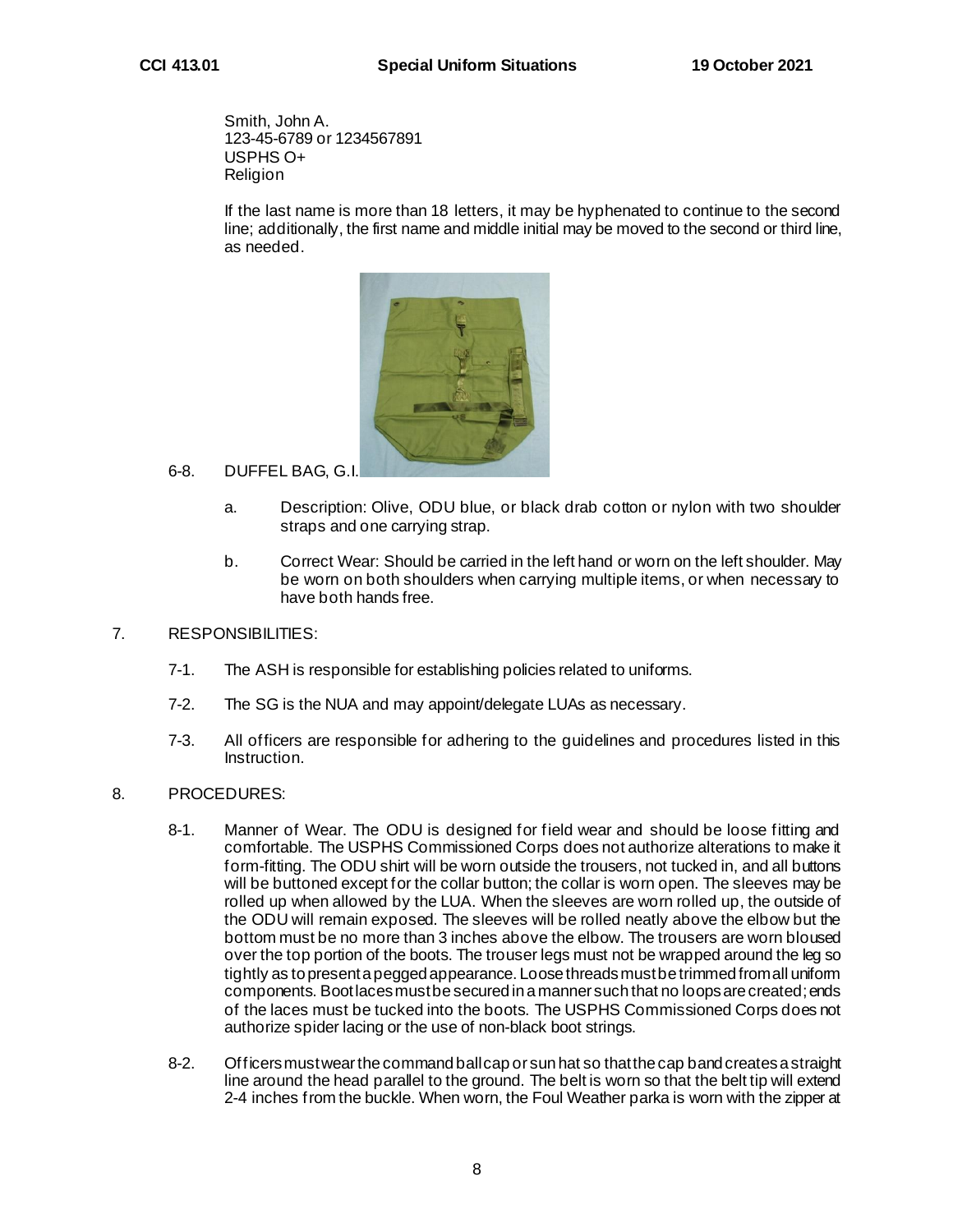Smith, John A.
123-45-6789 or 1234567891
USPHS O+
Religion

If the last name is more than 18 letters, it may be hyphenated to continue to the second line; additionally, the first name and middle initial may be moved to the second or third line, as needed.

6-8. DUFFEL BAG, G.I.

a. Description: Olive, ODU blue, or black drab cotton or nylon with two shoulder straps and one carrying strap.

b. Correct Wear: Should be carried in the left hand or worn on the left shoulder. May be worn on both shoulders when carrying multiple items, or when necessary to have both hands free.

7. RESPONSIBILITIES:

7-1. The ASH is responsible for establishing policies related to uniforms.

7-2. The SG is the NUA and may appoint/delegate LUAs as necessary.

7-3. All officers are responsible for adhering to the guidelines and procedures listed in this Instruction.

8. PROCEDURES:

8-1. Manner of Wear. The ODU is designed for field wear and should be loose fitting and comfortable. The USPHS Commissioned Corps does not authorize alterations to make it form-fitting. The ODU shirt will be worn outside the trousers, not tucked in, and all buttons will be buttoned except for the collar button; the collar is worn open. The sleeves may be rolled up when allowed by the LUA. When the sleeves are worn rolled up, the outside of the ODU will remain exposed. The sleeves will be rolled neatly above the elbow but the bottom must be no more than 3 inches above the elbow. The trousers are worn bloused over the top portion of the boots. The trouser legs must not be wrapped around the leg so tightly as to present a pegged appearance. Loose threads must be trimmed from all uniform components. Boot laces must be secured in a manner such that no loops are created; ends of the laces must be tucked into the boots. The USPHS Commissioned Corps does not authorize spider lacing or the use of non-black boot strings.

8-2. Officers must wear the command ball cap or sun hat so that the cap band creates a straight line around the head parallel to the ground. The belt is worn so that the belt tip will extend 2-4 inches from the buckle. When worn, the Foul Weather parka is worn with the zipper at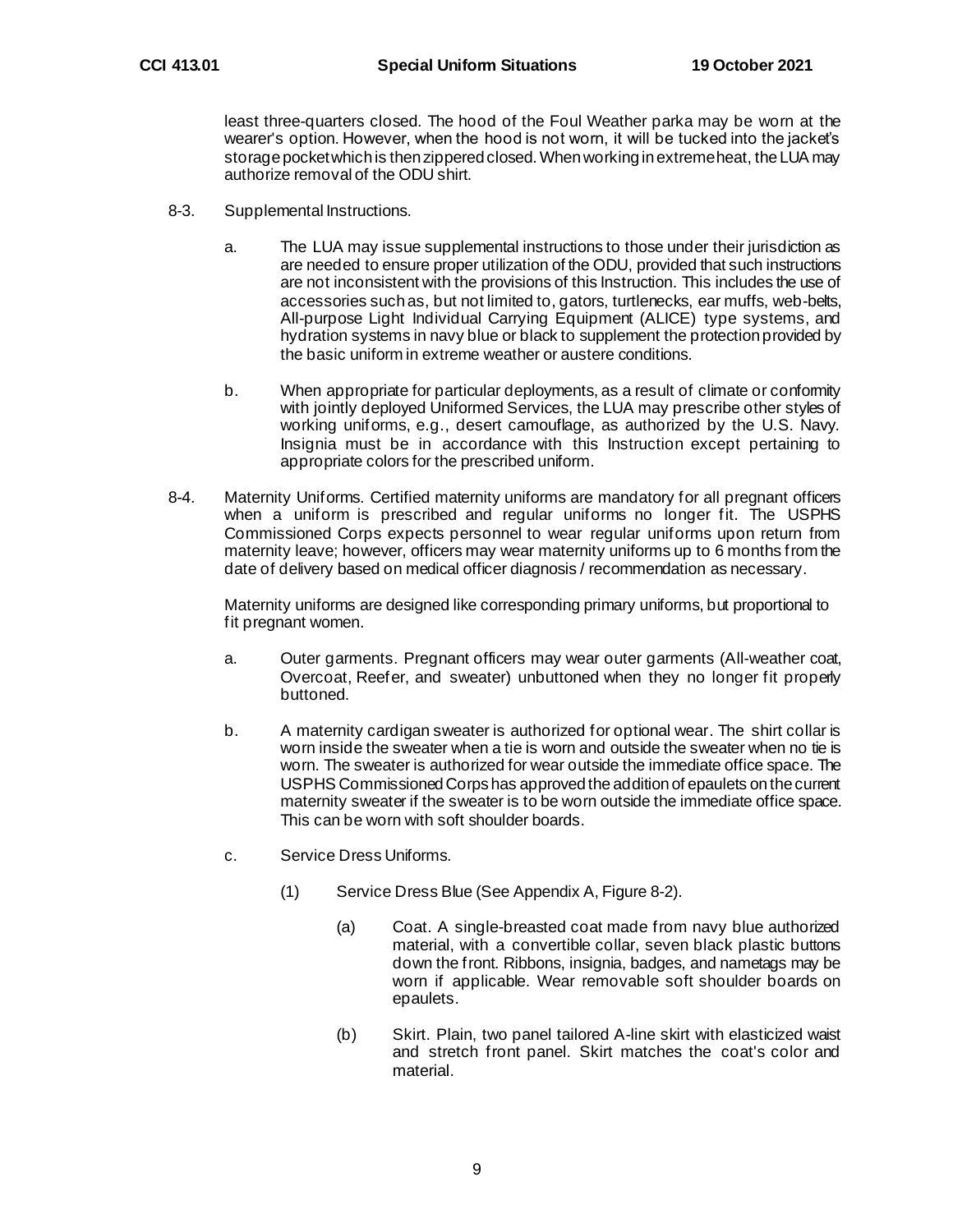least three-quarters closed. The hood of the Foul Weather parka may be worn at the wearer's option. However, when the hood is not worn, it will be tucked into the jacket's storage pocket which is then zippered closed. When working in extreme heat, the LUA may authorize removal of the ODU shirt.

8-3. Supplemental Instructions.

a. The LUA may issue supplemental instructions to those under their jurisdiction as are needed to ensure proper utilization of the ODU, provided that such instructions are not inconsistent with the provisions of this Instruction. This includes the use of accessories such as, but not limited to, gators, turtlenecks, ear muffs, web-belts, All-purpose Light Individual Carrying Equipment (ALICE) type systems, and hydration systems in navy blue or black to supplement the protection provided by the basic uniform in extreme weather or austere conditions.

b. When appropriate for particular deployments, as a result of climate or conformity with jointly deployed Uniformed Services, the LUA may prescribe other styles of working uniforms, e.g., desert camouflage, as authorized by the U.S. Navy. Insignia must be in accordance with this Instruction except pertaining to appropriate colors for the prescribed uniform.

8-4. Maternity Uniforms. Certified maternity uniforms are mandatory for all pregnant officers when a uniform is prescribed and regular uniforms no longer fit. The USPHS Commissioned Corps expects personnel to wear regular uniforms upon return from maternity leave; however, officers may wear maternity uniforms up to 6 months from the date of delivery based on medical officer diagnosis / recommendation as necessary.

Maternity uniforms are designed like corresponding primary uniforms, but proportional to fit pregnant women.

a. Outer garments. Pregnant officers may wear outer garments (All-weather coat, Overcoat, Reefer, and sweater) unbuttoned when they no longer fit properly buttoned.

b. A maternity cardigan sweater is authorized for optional wear. The shirt collar is worn inside the sweater when a tie is worn and outside the sweater when no tie is worn. The sweater is authorized for wear outside the immediate office space. The USPHS Commissioned Corps has approved the addition of epaulets on the current maternity sweater if the sweater is to be worn outside the immediate office space. This can be worn with soft shoulder boards.

c. Service Dress Uniforms.

(1) Service Dress Blue (See Appendix A, Figure 8-2).

(a) Coat. A single-breasted coat made from navy blue authorized material, with a convertible collar, seven black plastic buttons down the front. Ribbons, insignia, badges, and nametags may be worn if applicable. Wear removable soft shoulder boards on epaulets.

(b) Skirt. Plain, two panel tailored A-line skirt with elasticized waist and stretch front panel. Skirt matches the coat's color and material.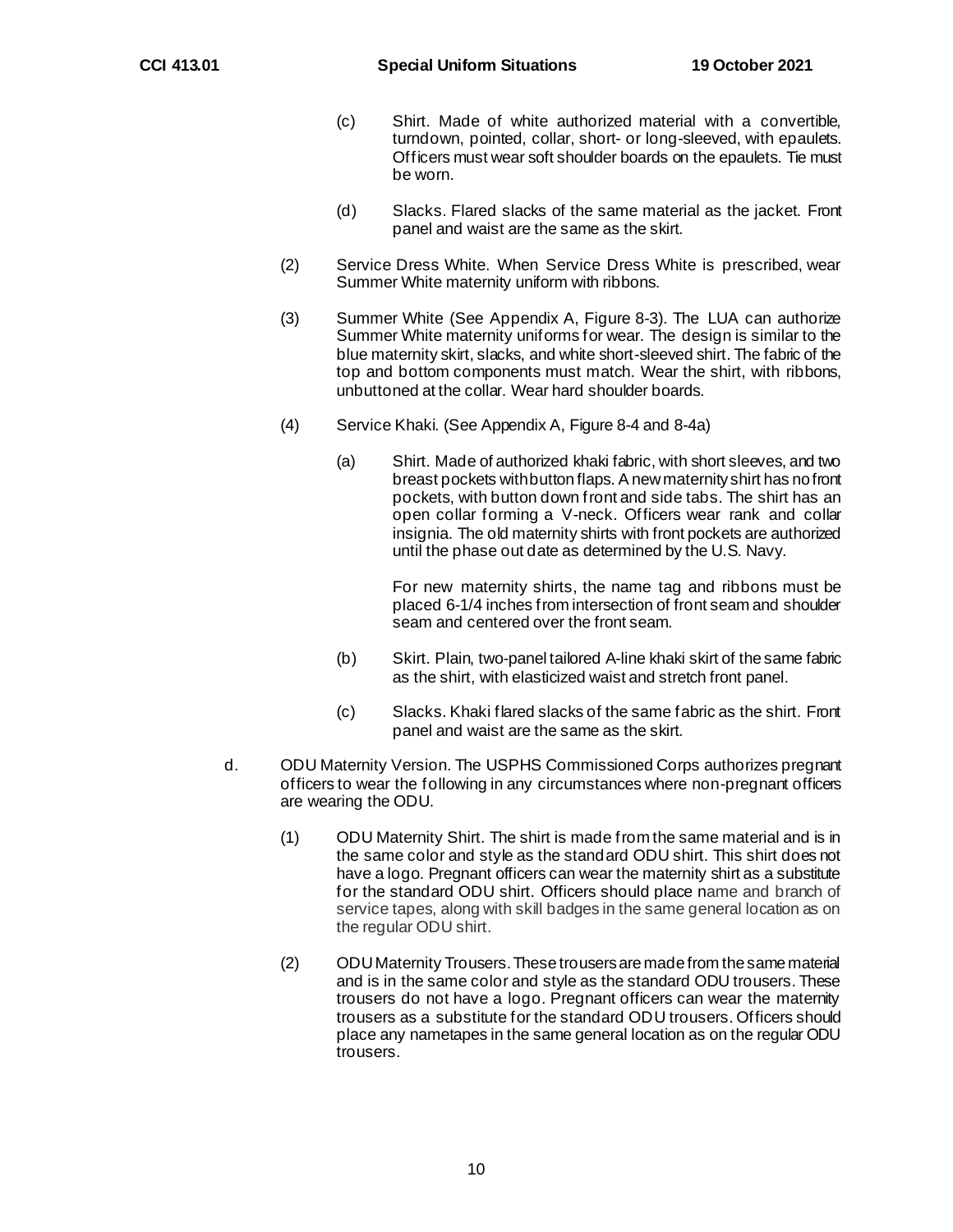(c) Shirt. Made of white authorized material with a convertible, turndown, pointed, collar, short- or long-sleeved, with epaulets. Officers must wear soft shoulder boards on the epaulets. Tie must be worn.

(d) Slacks. Flared slacks of the same material as the jacket. Front panel and waist are the same as the skirt.

(2) Service Dress White. When Service Dress White is prescribed, wear Summer White maternity uniform with ribbons.

(3) Summer White (See Appendix A, Figure 8-3). The LUA can authorize Summer White maternity uniforms for wear. The design is similar to the blue maternity skirt, slacks, and white short-sleeved shirt. The fabric of the top and bottom components must match. Wear the shirt, with ribbons, unbuttoned at the collar. Wear hard shoulder boards.

(4) Service Khaki. (See Appendix A, Figure 8-4 and 8-4a)

(a) Shirt. Made of authorized khaki fabric, with short sleeves, and two breast pockets with button flaps. A new maternity shirt has no front pockets, with button down front and side tabs. The shirt has an open collar forming a V-neck. Officers wear rank and collar insignia. The old maternity shirts with front pockets are authorized until the phase out date as determined by the U.S. Navy.

For new maternity shirts, the name tag and ribbons must be placed 6-1/4 inches from intersection of front seam and shoulder seam and centered over the front seam.

(b) Skirt. Plain, two-panel tailored A-line khaki skirt of the same fabric as the shirt, with elasticized waist and stretch front panel.

(c) Slacks. Khaki flared slacks of the same fabric as the shirt. Front panel and waist are the same as the skirt.

d. ODU Maternity Version. The USPHS Commissioned Corps authorizes pregnant officers to wear the following in any circumstances where non-pregnant officers are wearing the ODU.

(1) ODU Maternity Shirt. The shirt is made from the same material and is in the same color and style as the standard ODU shirt. This shirt does not have a logo. Pregnant officers can wear the maternity shirt as a substitute for the standard ODU shirt. Officers should place name and branch of service tapes, along with skill badges in the same general location as on the regular ODU shirt.

(2) ODU Maternity Trousers. These trousers are made from the same material and is in the same color and style as the standard ODU trousers. These trousers do not have a logo. Pregnant officers can wear the maternity trousers as a substitute for the standard ODU trousers. Officers should place any nametapes in the same general location as on the regular ODU trousers.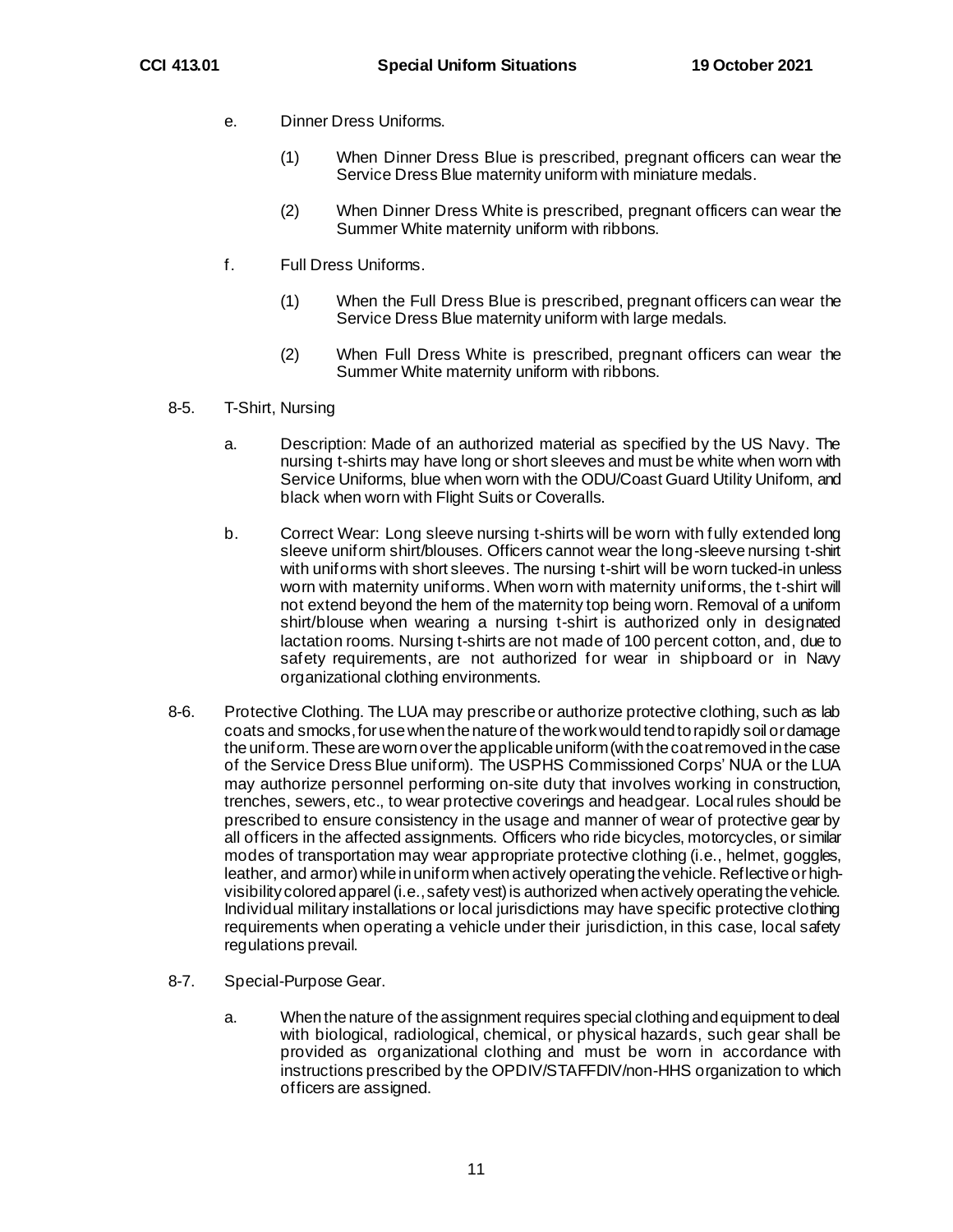e. Dinner Dress Uniforms.

(1) When Dinner Dress Blue is prescribed, pregnant officers can wear the Service Dress Blue maternity uniform with miniature medals.

(2) When Dinner Dress White is prescribed, pregnant officers can wear the Summer White maternity uniform with ribbons.

f. Full Dress Uniforms.

(1) When the Full Dress Blue is prescribed, pregnant officers can wear the Service Dress Blue maternity uniform with large medals.

(2) When Full Dress White is prescribed, pregnant officers can wear the Summer White maternity uniform with ribbons.

8-5. T-Shirt, Nursing

a. Description: Made of an authorized material as specified by the US Navy. The nursing t-shirts may have long or short sleeves and must be white when worn with Service Uniforms, blue when worn with the ODU/Coast Guard Utility Uniform, and black when worn with Flight Suits or Coveralls.

b. Correct Wear: Long sleeve nursing t-shirts will be worn with fully extended long sleeve uniform shirt/blouses. Officers cannot wear the long-sleeve nursing t-shirt with uniforms with short sleeves. The nursing t-shirt will be worn tucked-in unless worn with maternity uniforms. When worn with maternity uniforms, the t-shirt will not extend beyond the hem of the maternity top being worn. Removal of a uniform shirt/blouse when wearing a nursing t-shirt is authorized only in designated lactation rooms. Nursing t-shirts are not made of 100 percent cotton, and, due to safety requirements, are not authorized for wear in shipboard or in Navy organizational clothing environments.

8-6. Protective Clothing. The LUA may prescribe or authorize protective clothing, such as lab coats and smocks, for use when the nature of the work would tend to rapidly soil or damage the uniform. These are worn over the applicable uniform (with the coat removed in the case of the Service Dress Blue uniform). The USPHS Commissioned Corps' NUA or the LUA may authorize personnel performing on-site duty that involves working in construction, trenches, sewers, etc., to wear protective coverings and headgear. Local rules should be prescribed to ensure consistency in the usage and manner of wear of protective gear by all officers in the affected assignments. Officers who ride bicycles, motorcycles, or similar modes of transportation may wear appropriate protective clothing (i.e., helmet, goggles, leather, and armor) while in uniform when actively operating the vehicle. Reflective or high-visibility colored apparel (i.e., safety vest) is authorized when actively operating the vehicle. Individual military installations or local jurisdictions may have specific protective clothing requirements when operating a vehicle under their jurisdiction, in this case, local safety regulations prevail.

8-7. Special-Purpose Gear.

a. When the nature of the assignment requires special clothing and equipment to deal with biological, radiological, chemical, or physical hazards, such gear shall be provided as organizational clothing and must be worn in accordance with instructions prescribed by the OPDIV/STAFFDIV/non-HHS organization to which officers are assigned.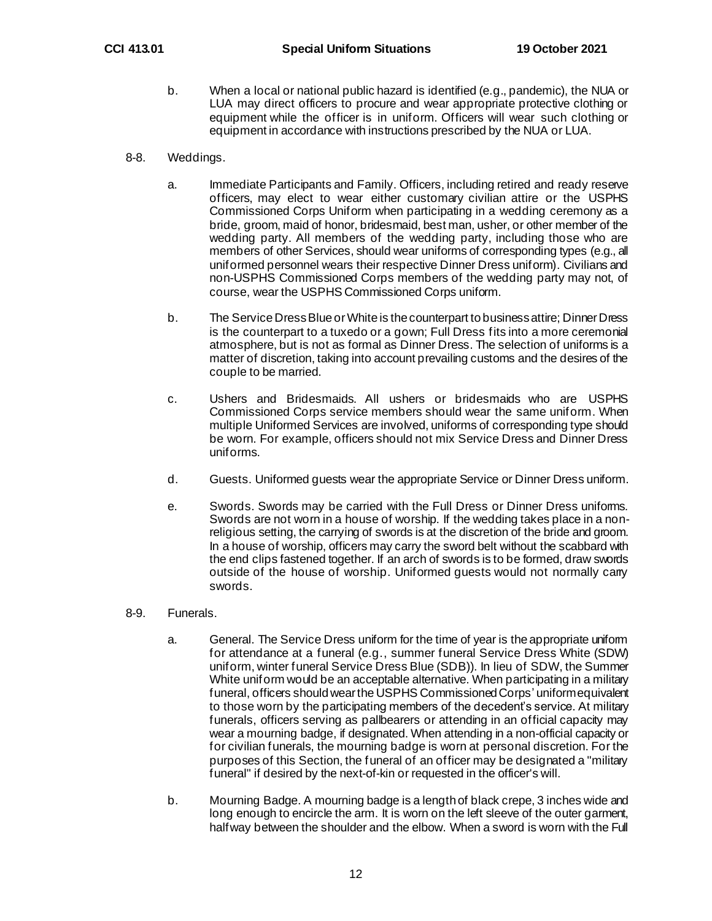b. When a local or national public hazard is identified (e.g., pandemic), the NUA or LUA may direct officers to procure and wear appropriate protective clothing or equipment while the officer is in uniform. Officers will wear such clothing or equipment in accordance with instructions prescribed by the NUA or LUA.

8-8. Weddings.

a. Immediate Participants and Family. Officers, including retired and ready reserve officers, may elect to wear either customary civilian attire or the USPHS Commissioned Corps Uniform when participating in a wedding ceremony as a bride, groom, maid of honor, bridesmaid, best man, usher, or other member of the wedding party. All members of the wedding party, including those who are members of other Services, should wear uniforms of corresponding types (e.g., all uniformed personnel wears their respective Dinner Dress uniform). Civilians and non-USPHS Commissioned Corps members of the wedding party may not, of course, wear the USPHS Commissioned Corps uniform.

b. The Service Dress Blue or White is the counterpart to business attire; Dinner Dress is the counterpart to a tuxedo or a gown; Full Dress fits into a more ceremonial atmosphere, but is not as formal as Dinner Dress. The selection of uniforms is a matter of discretion, taking into account prevailing customs and the desires of the couple to be married.

c. Ushers and Bridesmaids. All ushers or bridesmaids who are USPHS Commissioned Corps service members should wear the same uniform. When multiple Uniformed Services are involved, uniforms of corresponding type should be worn. For example, officers should not mix Service Dress and Dinner Dress uniforms.

d. Guests. Uniformed guests wear the appropriate Service or Dinner Dress uniform.

e. Swords. Swords may be carried with the Full Dress or Dinner Dress uniforms. Swords are not worn in a house of worship. If the wedding takes place in a non-religious setting, the carrying of swords is at the discretion of the bride and groom. In a house of worship, officers may carry the sword belt without the scabbard with the end clips fastened together. If an arch of swords is to be formed, draw swords outside of the house of worship. Uniformed guests would not normally carry swords.

8-9. Funerals.

a. General. The Service Dress uniform for the time of year is the appropriate uniform for attendance at a funeral (e.g., summer funeral Service Dress White (SDW) uniform, winter funeral Service Dress Blue (SDB)). In lieu of SDW, the Summer White uniform would be an acceptable alternative. When participating in a military funeral, officers should wear the USPHS Commissioned Corps' uniform equivalent to those worn by the participating members of the decedent's service. At military funerals, officers serving as pallbearers or attending in an official capacity may wear a mourning badge, if designated. When attending in a non-official capacity or for civilian funerals, the mourning badge is worn at personal discretion. For the purposes of this Section, the funeral of an officer may be designated a "military funeral" if desired by the next-of-kin or requested in the officer's will.

b. Mourning Badge. A mourning badge is a length of black crepe, 3 inches wide and long enough to encircle the arm. It is worn on the left sleeve of the outer garment, halfway between the shoulder and the elbow. When a sword is worn with the Full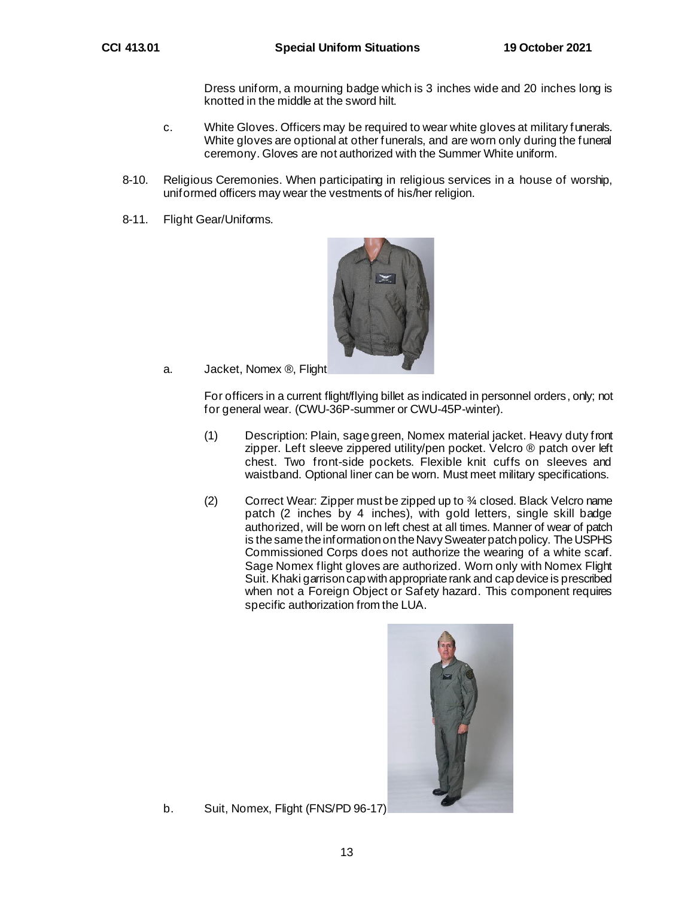Dress uniform, a mourning badge which is 3 inches wide and 20 inches long is knotted in the middle at the sword hilt.

c. White Gloves. Officers may be required to wear white gloves at military funerals. White gloves are optional at other funerals, and are worn only during the funeral ceremony. Gloves are not authorized with the Summer White uniform.

8-10. Religious Ceremonies. When participating in religious services in a house of worship, uniformed officers may wear the vestments of his/her religion.

8-11. Flight Gear/Uniforms.

a. Jacket, Nomex ®, Flight

For officers in a current flight/flying billet as indicated in personnel orders, only; not for general wear. (CWU-36P-summer or CWU-45P-winter).

(1) Description: Plain, sage green, Nomex material jacket. Heavy duty front zipper. Left sleeve zippered utility/pen pocket. Velcro ® patch over left chest. Two front-side pockets. Flexible knit cuffs on sleeves and waistband. Optional liner can be worn. Must meet military specifications.

(2) Correct Wear: Zipper must be zipped up to ¾ closed. Black Velcro name patch (2 inches by 4 inches), with gold letters, single skill badge authorized, will be worn on left chest at all times. Manner of wear of patch is the same the information on the Navy Sweater patch policy. The USPHS Commissioned Corps does not authorize the wearing of a white scarf. Sage Nomex flight gloves are authorized. Worn only with Nomex Flight Suit. Khaki garrison cap with appropriate rank and cap device is prescribed when not a Foreign Object or Safety hazard. This component requires specific authorization from the LUA.

b. Suit, Nomex, Flight (FNS/PD 96-17)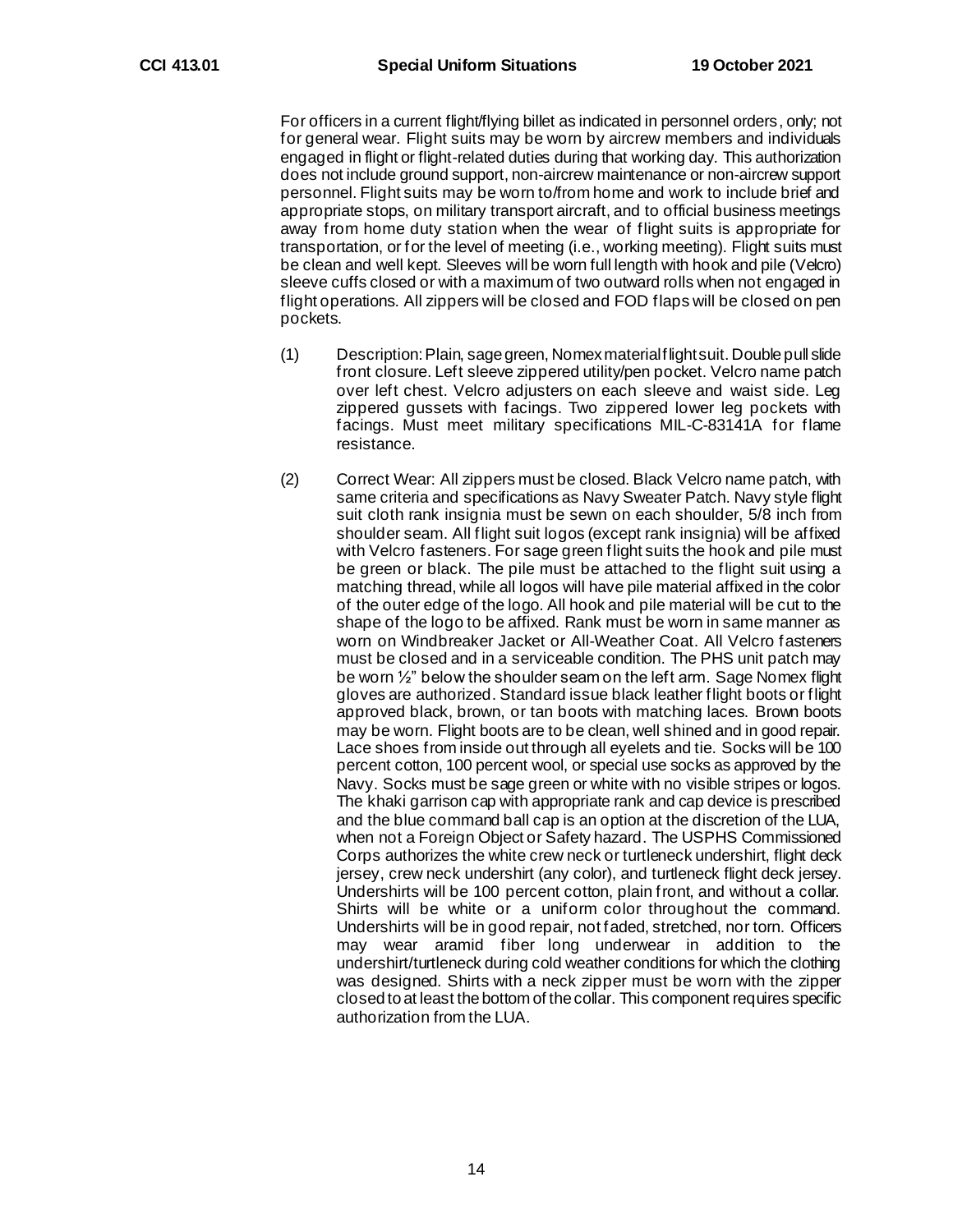For officers in a current flight/flying billet as indicated in personnel orders, only; not for general wear. Flight suits may be worn by aircrew members and individuals engaged in flight or flight-related duties during that working day. This authorization does not include ground support, non-aircrew maintenance or non-aircrew support personnel. Flight suits may be worn to/from home and work to include brief and appropriate stops, on military transport aircraft, and to official business meetings away from home duty station when the wear of flight suits is appropriate for transportation, or for the level of meeting (i.e., working meeting). Flight suits must be clean and well kept. Sleeves will be worn full length with hook and pile (Velcro) sleeve cuffs closed or with a maximum of two outward rolls when not engaged in flight operations. All zippers will be closed and FOD flaps will be closed on pen pockets.

(1) Description: Plain, sage green, Nomex material flight suit. Double pull slide front closure. Left sleeve zippered utility/pen pocket. Velcro name patch over left chest. Velcro adjusters on each sleeve and waist side. Leg zippered gussets with facings. Two zippered lower leg pockets with facings. Must meet military specifications MIL-C-83141A for flame resistance.

(2) Correct Wear: All zippers must be closed. Black Velcro name patch, with same criteria and specifications as Navy Sweater Patch. Navy style flight suit cloth rank insignia must be sewn on each shoulder, 5/8 inch from shoulder seam. All flight suit logos (except rank insignia) will be affixed with Velcro fasteners. For sage green flight suits the hook and pile must be green or black. The pile must be attached to the flight suit using a matching thread, while all logos will have pile material affixed in the color of the outer edge of the logo. All hook and pile material will be cut to the shape of the logo to be affixed. Rank must be worn in same manner as worn on Windbreaker Jacket or All-Weather Coat. All Velcro fasteners must be closed and in a serviceable condition. The PHS unit patch may be worn ½" below the shoulder seam on the left arm. Sage Nomex flight gloves are authorized. Standard issue black leather flight boots or flight approved black, brown, or tan boots with matching laces. Brown boots may be worn. Flight boots are to be clean, well shined and in good repair. Lace shoes from inside out through all eyelets and tie. Socks will be 100 percent cotton, 100 percent wool, or special use socks as approved by the Navy. Socks must be sage green or white with no visible stripes or logos. The khaki garrison cap with appropriate rank and cap device is prescribed and the blue command ball cap is an option at the discretion of the LUA, when not a Foreign Object or Safety hazard. The USPHS Commissioned Corps authorizes the white crew neck or turtleneck undershirt, flight deck jersey, crew neck undershirt (any color), and turtleneck flight deck jersey. Undershirts will be 100 percent cotton, plain front, and without a collar. Shirts will be white or a uniform color throughout the command. Undershirts will be in good repair, not faded, stretched, nor torn. Officers may wear aramid fiber long underwear in addition to the undershirt/turtleneck during cold weather conditions for which the clothing was designed. Shirts with a neck zipper must be worn with the zipper closed to at least the bottom of the collar. This component requires specific authorization from the LUA.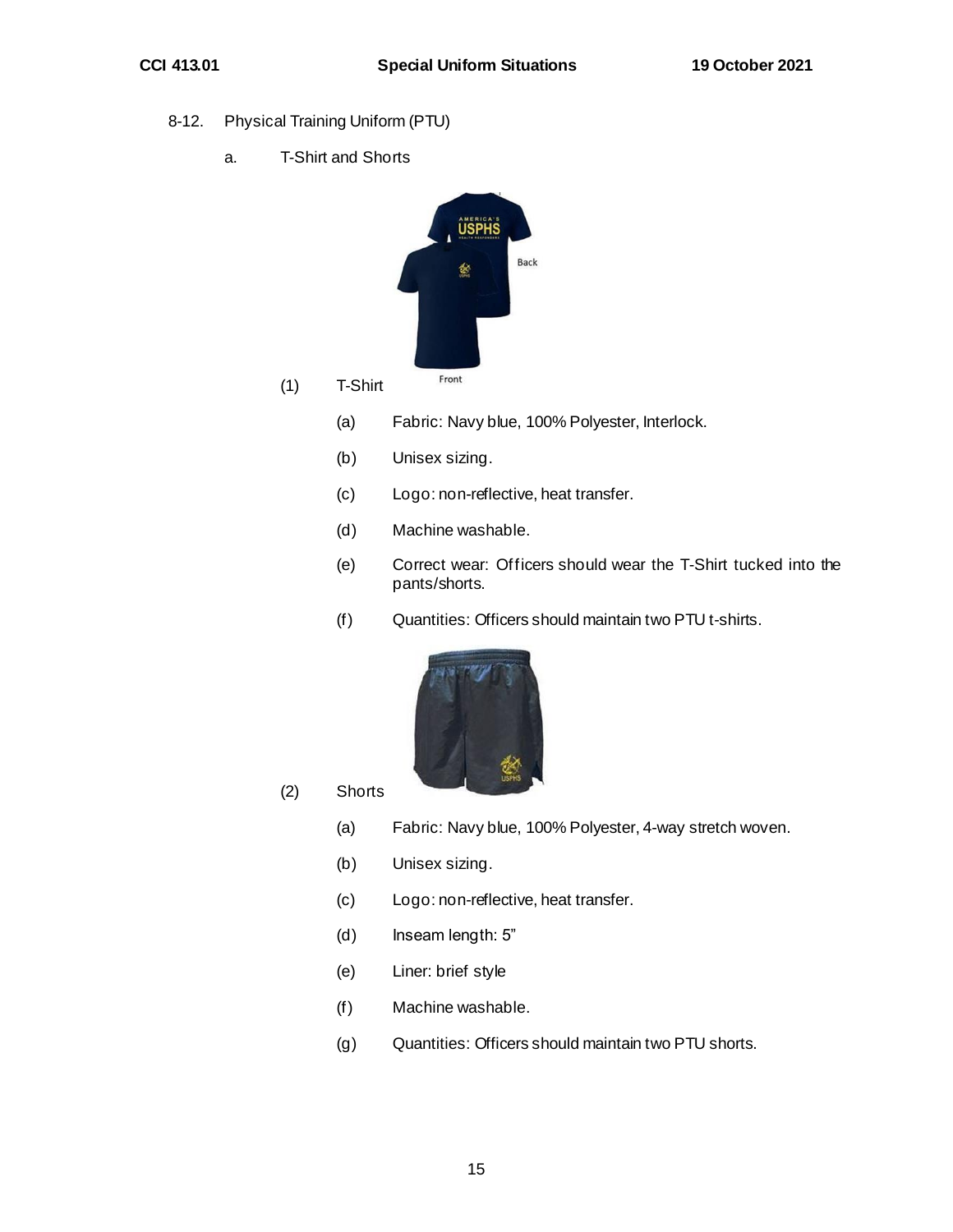8-12. Physical Training Uniform (PTU)

a. T-Shirt and Shorts

(1) T-Shirt

(a) Fabric: Navy blue, 100% Polyester, Interlock.

(b) Unisex sizing.

(c) Logo: non-reflective, heat transfer.

(d) Machine washable.

(e) Correct wear: Officers should wear the T-Shirt tucked into the pants/shorts.

(f) Quantities: Officers should maintain two PTU t-shirts.

(2) Shorts

(a) Fabric: Navy blue, 100% Polyester, 4-way stretch woven.

(b) Unisex sizing.

(c) Logo: non-reflective, heat transfer.

(d) Inseam length: 5"

(e) Liner: brief style

(f) Machine washable.

(g) Quantities: Officers should maintain two PTU shorts.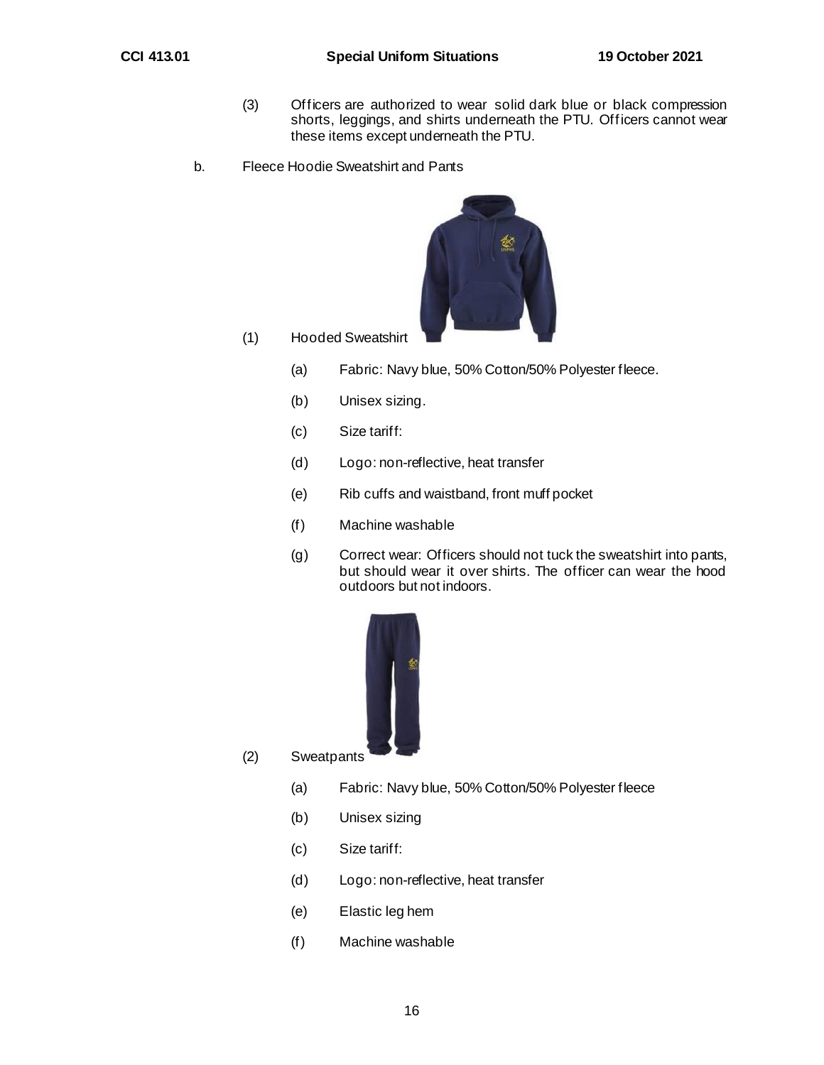(3) Officers are authorized to wear solid dark blue or black compression shorts, leggings, and shirts underneath the PTU. Officers cannot wear these items except underneath the PTU.

b. Fleece Hoodie Sweatshirt and Pants

(1) Hooded Sweatshirt

(a) Fabric: Navy blue, 50% Cotton/50% Polyester fleece.

(b) Unisex sizing.

(c) Size tariff:

(d) Logo: non-reflective, heat transfer

(e) Rib cuffs and waistband, front muff pocket

(f) Machine washable

(g) Correct wear: Officers should not tuck the sweatshirt into pants, but should wear it over shirts. The officer can wear the hood outdoors but not indoors.

(2) Sweatpants

(a) Fabric: Navy blue, 50% Cotton/50% Polyester fleece

(b) Unisex sizing

(c) Size tariff:

(d) Logo: non-reflective, heat transfer

(e) Elastic leg hem

(f) Machine washable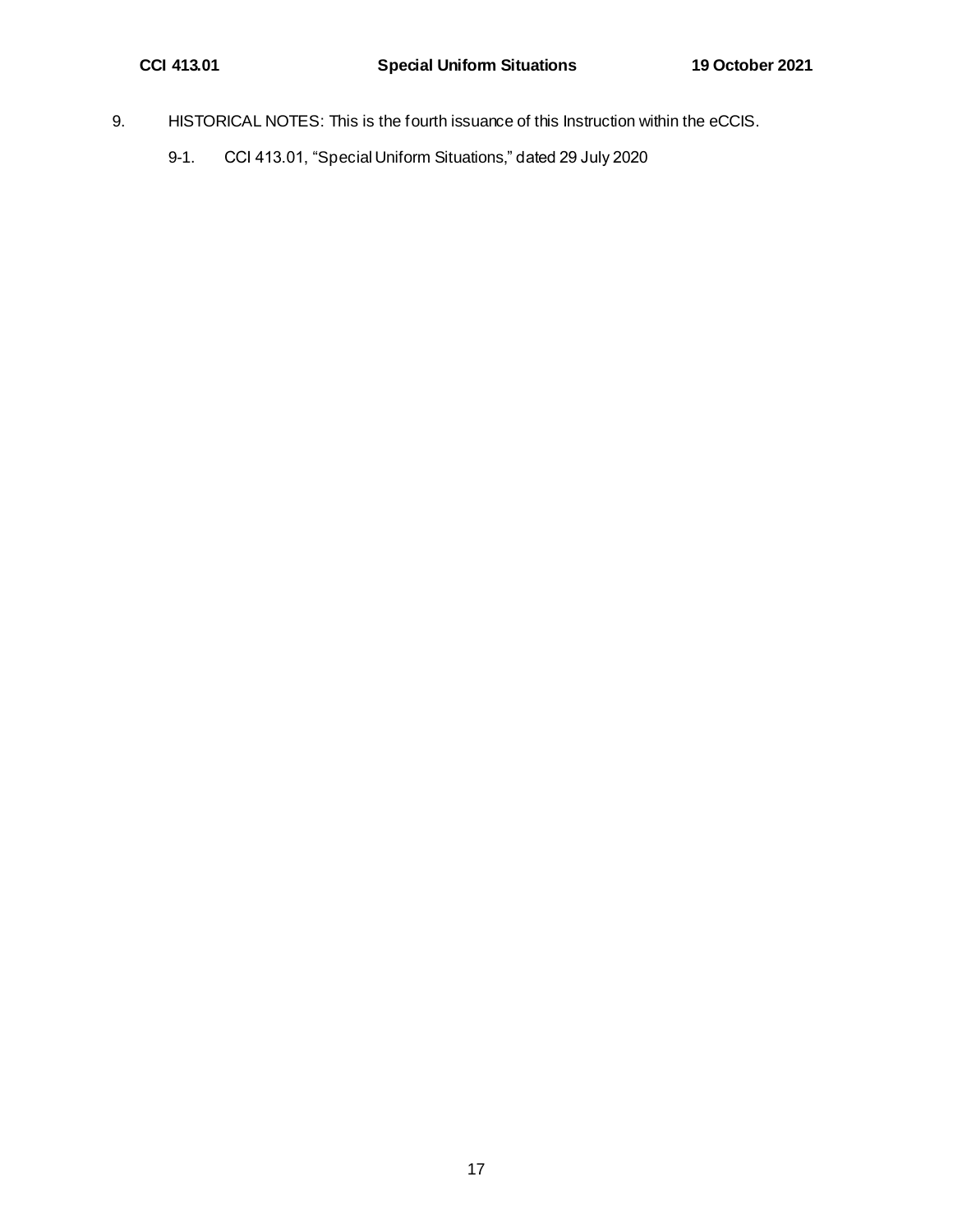9. HISTORICAL NOTES: This is the fourth issuance of this Instruction within the eCCIS.

   9-1. CCI 413.01, "Special Uniform Situations," dated 29 July 2020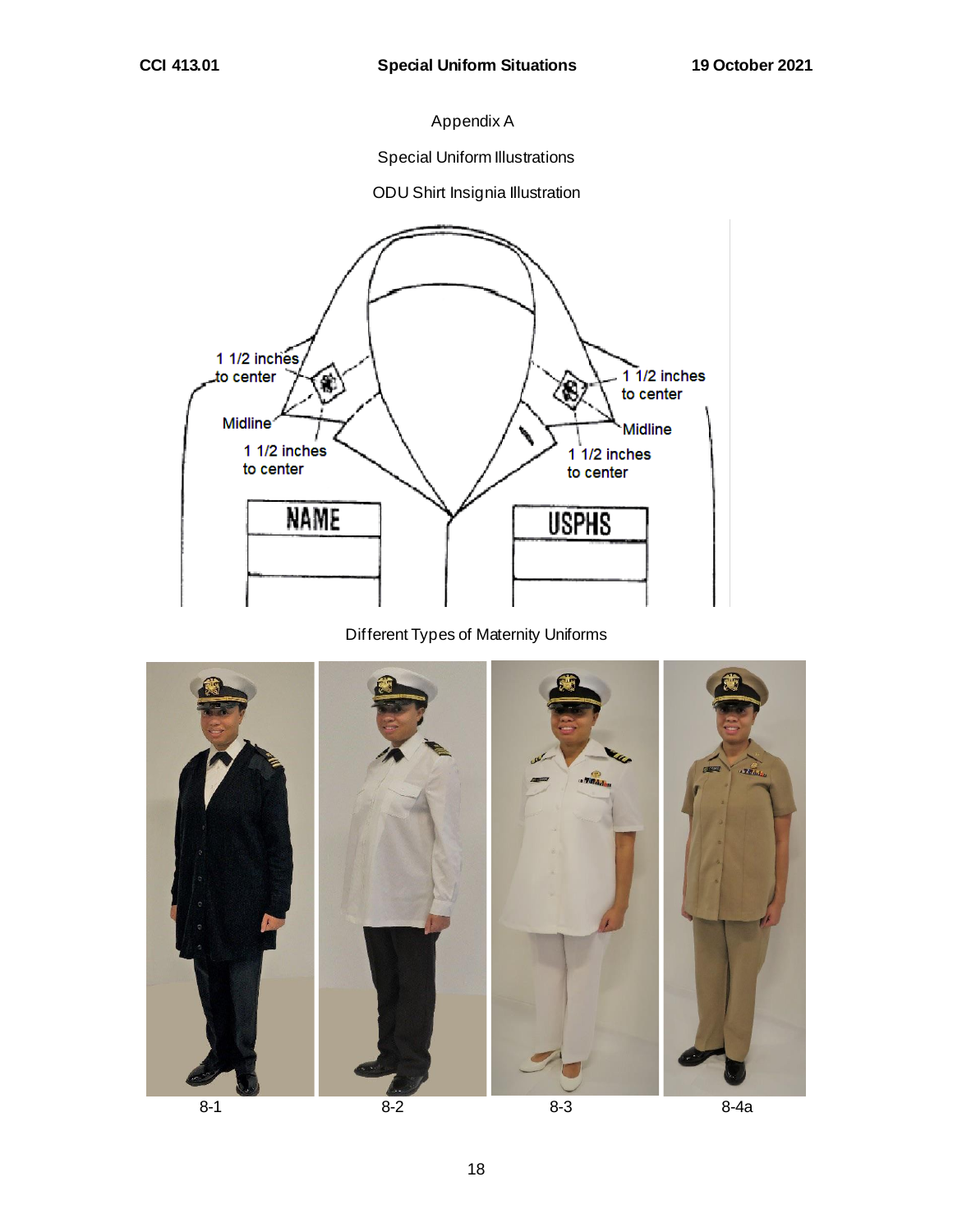Appendix A

Special Uniform Illustrations

ODU Shirt Insignia Illustration

1 1/2 inches to center

Midline

1 1/2 inches to center

1 1/2 inches to center

Midline

1 1/2 inches to center

NAME

USPHS

Different Types of Maternity Uniforms

8-1

8-2

8-3

8-4a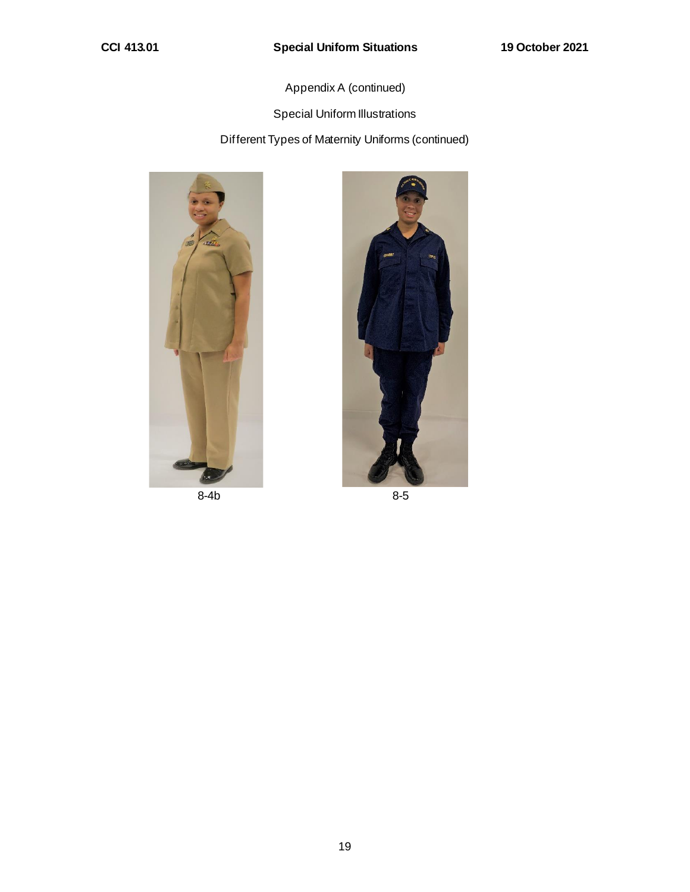Appendix A (continued)

Special Uniform Illustrations

Different Types of Maternity Uniforms (continued)

8-4b

8-5